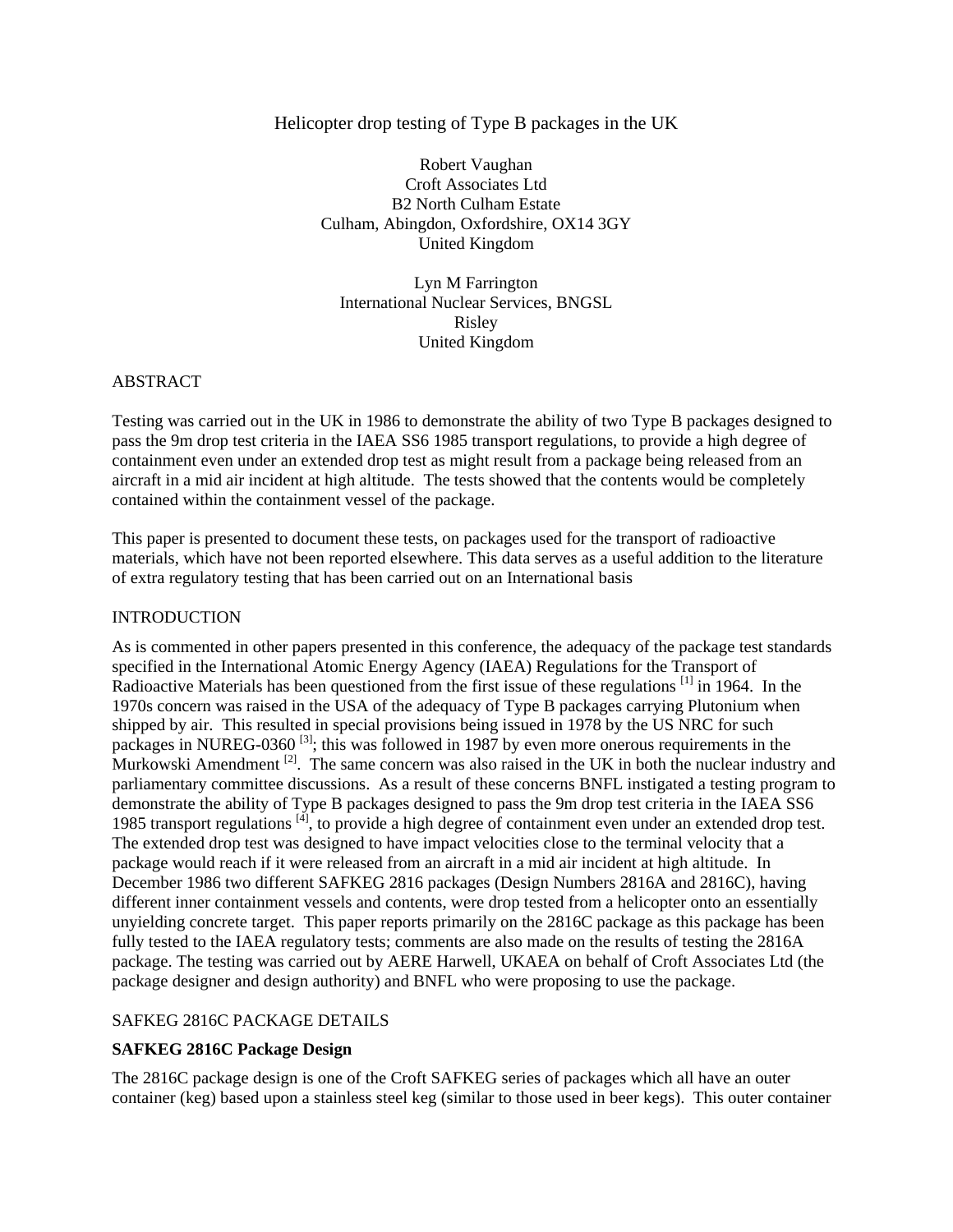# Helicopter drop testing of Type B packages in the UK

Robert Vaughan
Croft Associates Ltd
B2 North Culham Estate
Culham, Abingdon, Oxfordshire, OX14 3GY
United Kingdom

Lyn M Farrington
International Nuclear Services, BNGSL
Risley
United Kingdom

## ABSTRACT

Testing was carried out in the UK in 1986 to demonstrate the ability of two Type B packages designed to pass the 9m drop test criteria in the IAEA SS6 1985 transport regulations, to provide a high degree of containment even under an extended drop test as might result from a package being released from an aircraft in a mid air incident at high altitude. The tests showed that the contents would be completely contained within the containment vessel of the package.

This paper is presented to document these tests, on packages used for the transport of radioactive materials, which have not been reported elsewhere. This data serves as a useful addition to the literature of extra regulatory testing that has been carried out on an International basis

## INTRODUCTION

As is commented in other papers presented in this conference, the adequacy of the package test standards specified in the International Atomic Energy Agency (IAEA) Regulations for the Transport of Radioactive Materials has been questioned from the first issue of these regulations [1] in 1964. In the 1970s concern was raised in the USA of the adequacy of Type B packages carrying Plutonium when shipped by air. This resulted in special provisions being issued in 1978 by the US NRC for such packages in NUREG-0360 [3]; this was followed in 1987 by even more onerous requirements in the Murkowski Amendment [2]. The same concern was also raised in the UK in both the nuclear industry and parliamentary committee discussions. As a result of these concerns BNFL instigated a testing program to demonstrate the ability of Type B packages designed to pass the 9m drop test criteria in the IAEA SS6 1985 transport regulations [4], to provide a high degree of containment even under an extended drop test. The extended drop test was designed to have impact velocities close to the terminal velocity that a package would reach if it were released from an aircraft in a mid air incident at high altitude. In December 1986 two different SAFKEG 2816 packages (Design Numbers 2816A and 2816C), having different inner containment vessels and contents, were drop tested from a helicopter onto an essentially unyielding concrete target. This paper reports primarily on the 2816C package as this package has been fully tested to the IAEA regulatory tests; comments are also made on the results of testing the 2816A package. The testing was carried out by AERE Harwell, UKAEA on behalf of Croft Associates Ltd (the package designer and design authority) and BNFL who were proposing to use the package.

## SAFKEG 2816C PACKAGE DETAILS

### SAFKEG 2816C Package Design

The 2816C package design is one of the Croft SAFKEG series of packages which all have an outer container (keg) based upon a stainless steel keg (similar to those used in beer kegs). This outer container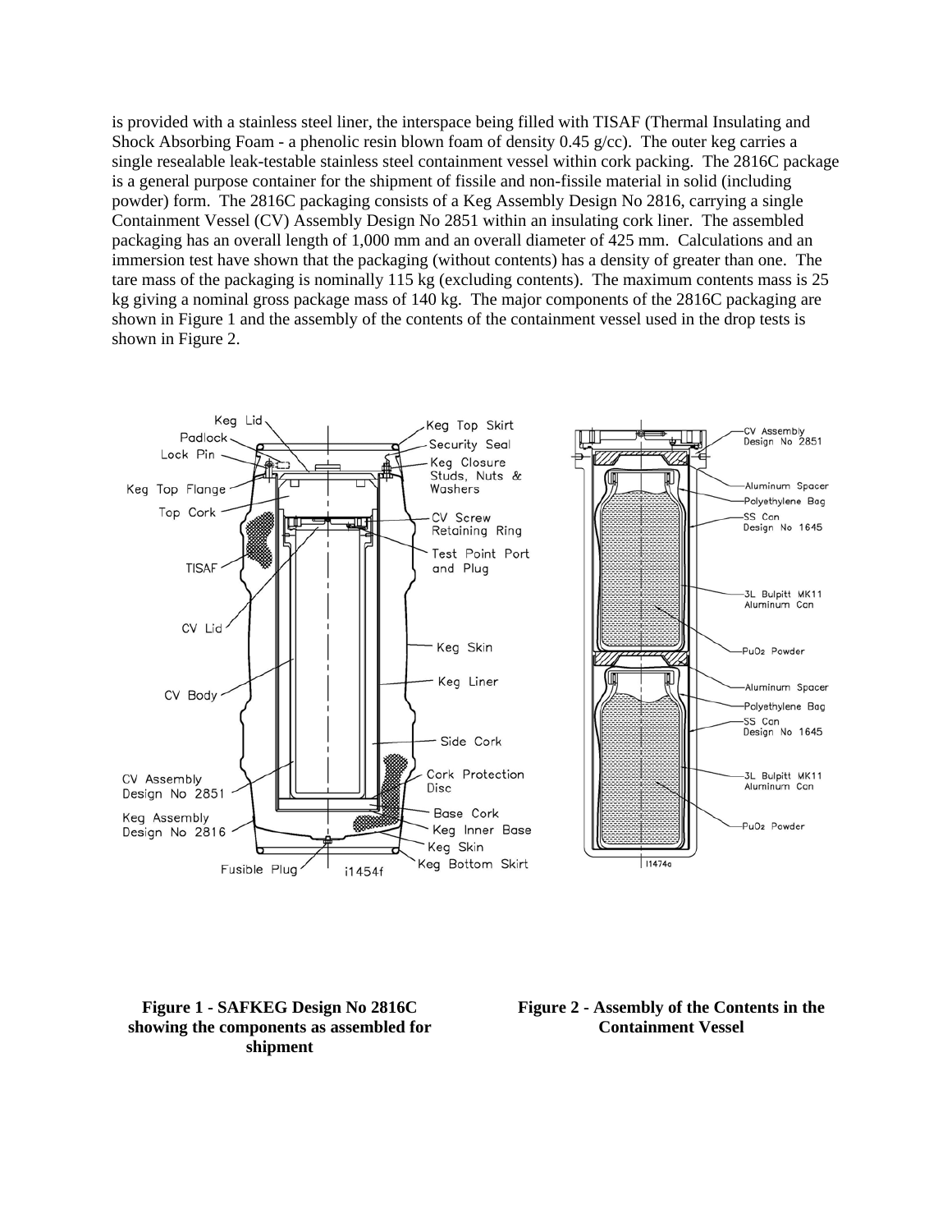is provided with a stainless steel liner, the interspace being filled with TISAF (Thermal Insulating and Shock Absorbing Foam - a phenolic resin blown foam of density 0.45 g/cc). The outer keg carries a single resealable leak-testable stainless steel containment vessel within cork packing. The 2816C package is a general purpose container for the shipment of fissile and non-fissile material in solid (including powder) form. The 2816C packaging consists of a Keg Assembly Design No 2816, carrying a single Containment Vessel (CV) Assembly Design No 2851 within an insulating cork liner. The assembled packaging has an overall length of 1,000 mm and an overall diameter of 425 mm. Calculations and an immersion test have shown that the packaging (without contents) has a density of greater than one. The tare mass of the packaging is nominally 115 kg (excluding contents). The maximum contents mass is 25 kg giving a nominal gross package mass of 140 kg. The major components of the 2816C packaging are shown in Figure 1 and the assembly of the contents of the containment vessel used in the drop tests is shown in Figure 2.

**Figure 1 - SAFKEG Design No 2816C showing the components as assembled for shipment**

**Figure 2 - Assembly of the Contents in the Containment Vessel**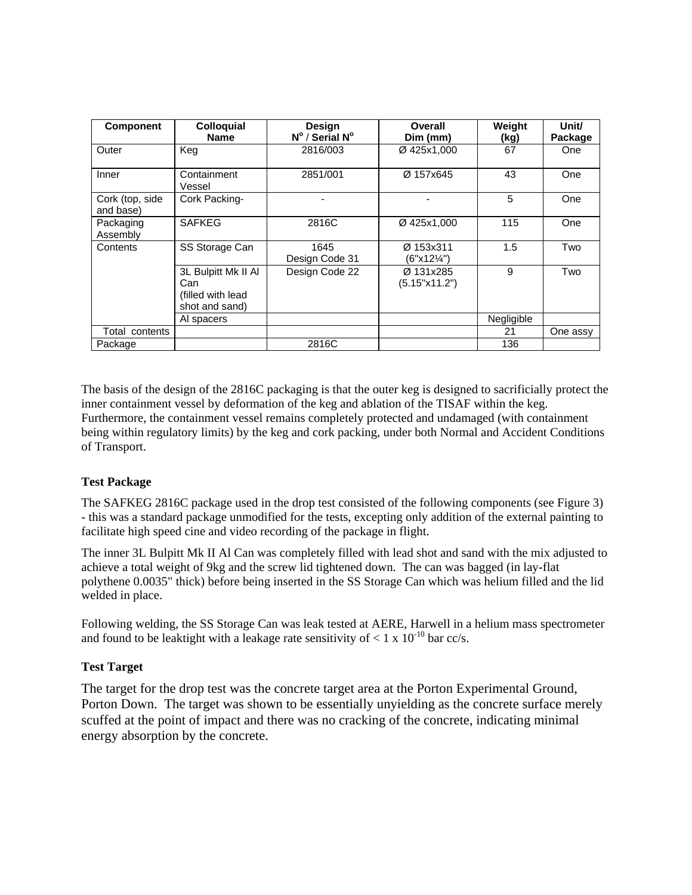| Component | Colloquial Name | Design N° / Serial N° | Overall Dim (mm) | Weight (kg) | Unit/ Package |
|---|---|---|---|---|---|
| Outer | Keg | 2816/003 | Ø 425x1,000 | 67 | One |
| Inner | Containment Vessel | 2851/001 | Ø 157x645 | 43 | One |
| Cork (top, side and base) | Cork Packing- | - | - | 5 | One |
| Packaging Assembly | SAFKEG | 2816C | Ø 425x1,000 | 115 | One |
| Contents | SS Storage Can | 1645 Design Code 31 | Ø 153x311 (6"x12¼") | 1.5 | Two |
| | 3L Bulpitt Mk II Al Can (filled with lead shot and sand) | Design Code 22 | Ø 131x285 (5.15"x11.2") | 9 | Two |
| | Al spacers | | | Negligible | |
| Total contents | | | | 21 | One assy |
| Package | | 2816C | | 136 | |

The basis of the design of the 2816C packaging is that the outer keg is designed to sacrificially protect the inner containment vessel by deformation of the keg and ablation of the TISAF within the keg. Furthermore, the containment vessel remains completely protected and undamaged (with containment being within regulatory limits) by the keg and cork packing, under both Normal and Accident Conditions of Transport.

**Test Package**

The SAFKEG 2816C package used in the drop test consisted of the following components (see Figure 3) - this was a standard package unmodified for the tests, excepting only addition of the external painting to facilitate high speed cine and video recording of the package in flight.

The inner 3L Bulpitt Mk II Al Can was completely filled with lead shot and sand with the mix adjusted to achieve a total weight of 9kg and the screw lid tightened down. The can was bagged (in lay-flat polythene 0.0035" thick) before being inserted in the SS Storage Can which was helium filled and the lid welded in place.

Following welding, the SS Storage Can was leak tested at AERE, Harwell in a helium mass spectrometer and found to be leaktight with a leakage rate sensitivity of $< 1 \times 10^{-10}$ bar cc/s.

**Test Target**

The target for the drop test was the concrete target area at the Porton Experimental Ground, Porton Down. The target was shown to be essentially unyielding as the concrete surface merely scuffed at the point of impact and there was no cracking of the concrete, indicating minimal energy absorption by the concrete.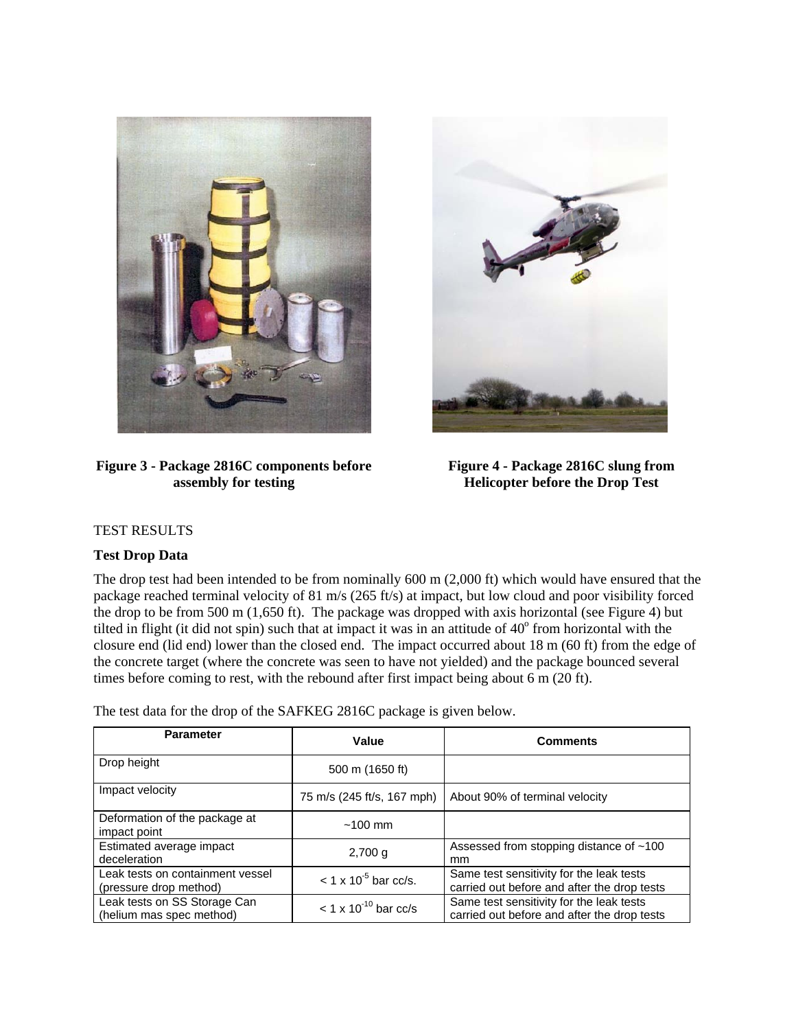Figure 3 - Package 2816C components before assembly for testing

Figure 4 - Package 2816C slung from Helicopter before the Drop Test

TEST RESULTS

**Test Drop Data**

The drop test had been intended to be from nominally 600 m (2,000 ft) which would have ensured that the package reached terminal velocity of 81 m/s (265 ft/s) at impact, but low cloud and poor visibility forced the drop to be from 500 m (1,650 ft). The package was dropped with axis horizontal (see Figure 4) but tilted in flight (it did not spin) such that at impact it was in an attitude of 40$^{o}$ from horizontal with the closure end (lid end) lower than the closed end. The impact occurred about 18 m (60 ft) from the edge of the concrete target (where the concrete was seen to have not yielded) and the package bounced several times before coming to rest, with the rebound after first impact being about 6 m (20 ft).

The test data for the drop of the SAFKEG 2816C package is given below.

| Parameter | Value | Comments |
|---|---|---|
| Drop height | 500 m (1650 ft) | |
| Impact velocity | 75 m/s (245 ft/s, 167 mph) | About 90% of terminal velocity |
| Deformation of the package at impact point | ~100 mm | |
| Estimated average impact deceleration | 2,700 g | Assessed from stopping distance of ~100 mm |
| Leak tests on containment vessel (pressure drop method) | $< 1 \times 10^{-5}$ bar cc/s. | Same test sensitivity for the leak tests carried out before and after the drop tests |
| Leak tests on SS Storage Can (helium mas spec method) | $< 1 \times 10^{-10}$ bar cc/s | Same test sensitivity for the leak tests carried out before and after the drop tests |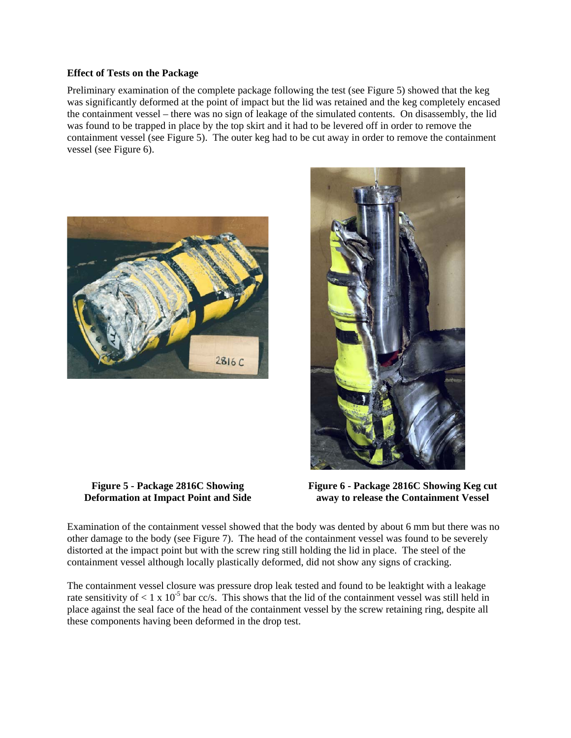**Effect of Tests on the Package**

Preliminary examination of the complete package following the test (see Figure 5) showed that the keg was significantly deformed at the point of impact but the lid was retained and the keg completely encased the containment vessel – there was no sign of leakage of the simulated contents. On disassembly, the lid was found to be trapped in place by the top skirt and it had to be levered off in order to remove the containment vessel (see Figure 5). The outer keg had to be cut away in order to remove the containment vessel (see Figure 6).

**Figure 5 - Package 2816C Showing Deformation at Impact Point and Side**

**Figure 6 - Package 2816C Showing Keg cut away to release the Containment Vessel**

Examination of the containment vessel showed that the body was dented by about 6 mm but there was no other damage to the body (see Figure 7). The head of the containment vessel was found to be severely distorted at the impact point but with the screw ring still holding the lid in place. The steel of the containment vessel although locally plastically deformed, did not show any signs of cracking.

The containment vessel closure was pressure drop leak tested and found to be leaktight with a leakage rate sensitivity of $< 1 \times 10^{-5}$ bar cc/s. This shows that the lid of the containment vessel was still held in place against the seal face of the head of the containment vessel by the screw retaining ring, despite all these components having been deformed in the drop test.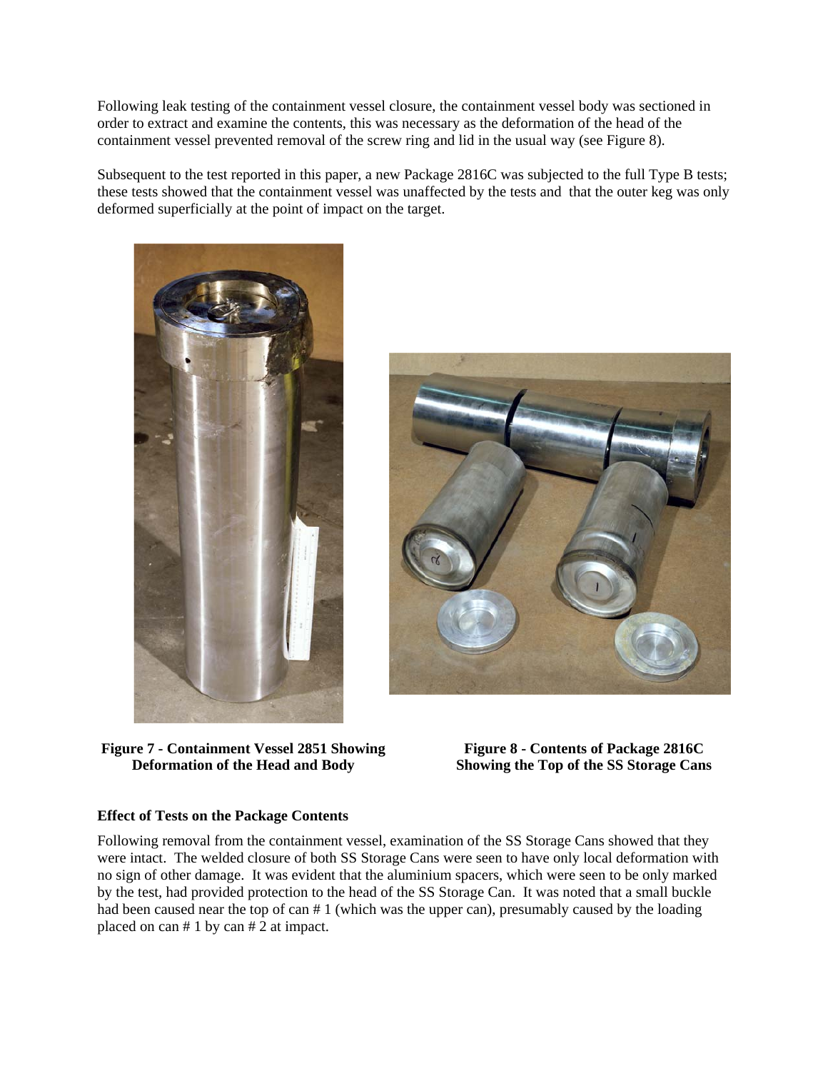Following leak testing of the containment vessel closure, the containment vessel body was sectioned in order to extract and examine the contents, this was necessary as the deformation of the head of the containment vessel prevented removal of the screw ring and lid in the usual way (see Figure 8).

Subsequent to the test reported in this paper, a new Package 2816C was subjected to the full Type B tests; these tests showed that the containment vessel was unaffected by the tests and that the outer keg was only deformed superficially at the point of impact on the target.

**Figure 7 - Containment Vessel 2851 Showing Deformation of the Head and Body**

**Figure 8 - Contents of Package 2816C Showing the Top of the SS Storage Cans**

### Effect of Tests on the Package Contents

Following removal from the containment vessel, examination of the SS Storage Cans showed that they were intact. The welded closure of both SS Storage Cans were seen to have only local deformation with no sign of other damage. It was evident that the aluminium spacers, which were seen to be only marked by the test, had provided protection to the head of the SS Storage Can. It was noted that a small buckle had been caused near the top of can # 1 (which was the upper can), presumably caused by the loading placed on can # 1 by can # 2 at impact.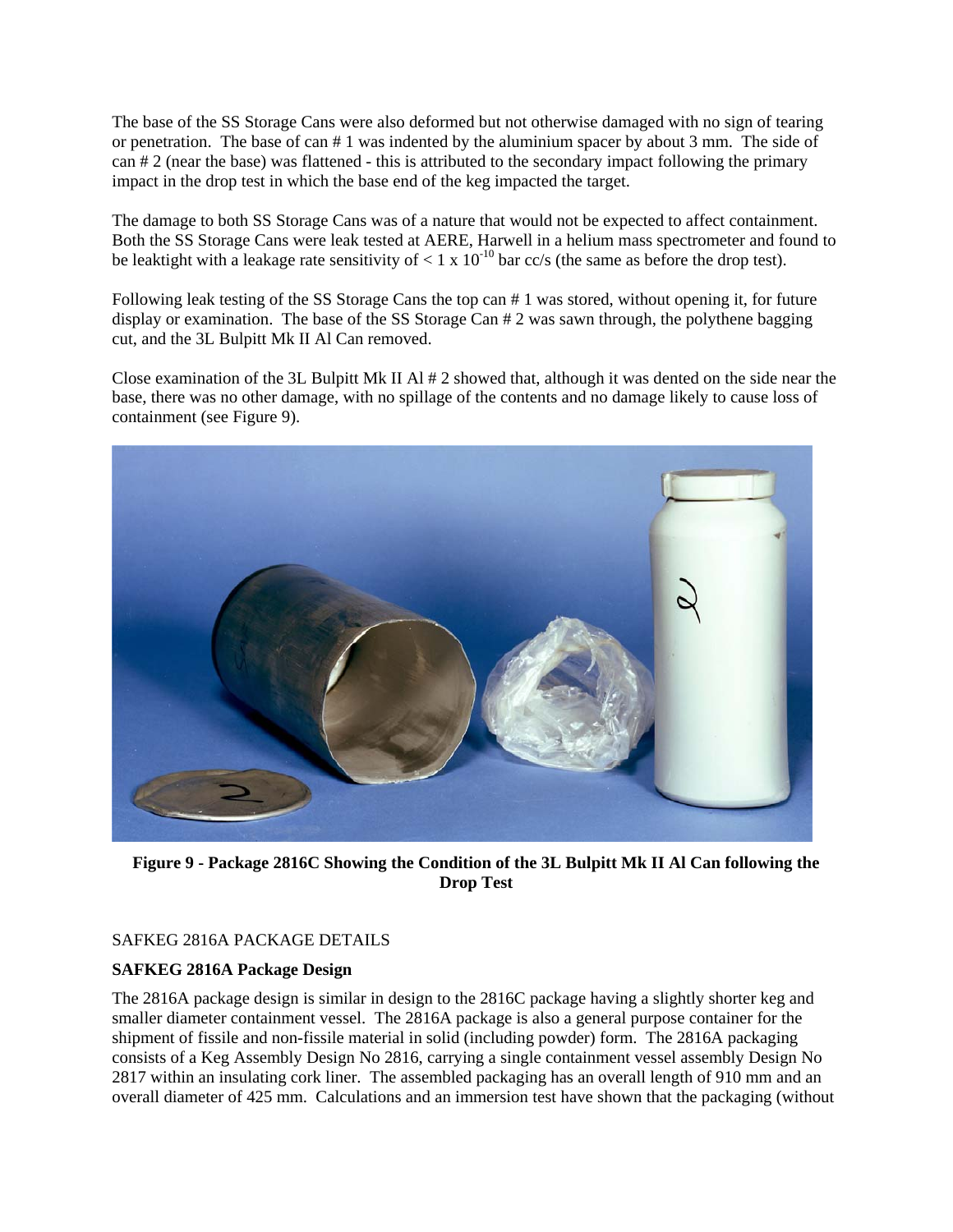The base of the SS Storage Cans were also deformed but not otherwise damaged with no sign of tearing or penetration. The base of can # 1 was indented by the aluminium spacer by about 3 mm. The side of can # 2 (near the base) was flattened - this is attributed to the secondary impact following the primary impact in the drop test in which the base end of the keg impacted the target.

The damage to both SS Storage Cans was of a nature that would not be expected to affect containment. Both the SS Storage Cans were leak tested at AERE, Harwell in a helium mass spectrometer and found to be leaktight with a leakage rate sensitivity of $< 1 \times 10^{-10}$ bar cc/s (the same as before the drop test).

Following leak testing of the SS Storage Cans the top can # 1 was stored, without opening it, for future display or examination. The base of the SS Storage Can # 2 was sawn through, the polythene bagging cut, and the 3L Bulpitt Mk II Al Can removed.

Close examination of the 3L Bulpitt Mk II Al # 2 showed that, although it was dented on the side near the base, there was no other damage, with no spillage of the contents and no damage likely to cause loss of containment (see Figure 9).

**Figure 9 - Package 2816C Showing the Condition of the 3L Bulpitt Mk II Al Can following the Drop Test**

SAFKEG 2816A PACKAGE DETAILS

**SAFKEG 2816A Package Design**

The 2816A package design is similar in design to the 2816C package having a slightly shorter keg and smaller diameter containment vessel. The 2816A package is also a general purpose container for the shipment of fissile and non-fissile material in solid (including powder) form. The 2816A packaging consists of a Keg Assembly Design No 2816, carrying a single containment vessel assembly Design No 2817 within an insulating cork liner. The assembled packaging has an overall length of 910 mm and an overall diameter of 425 mm. Calculations and an immersion test have shown that the packaging (without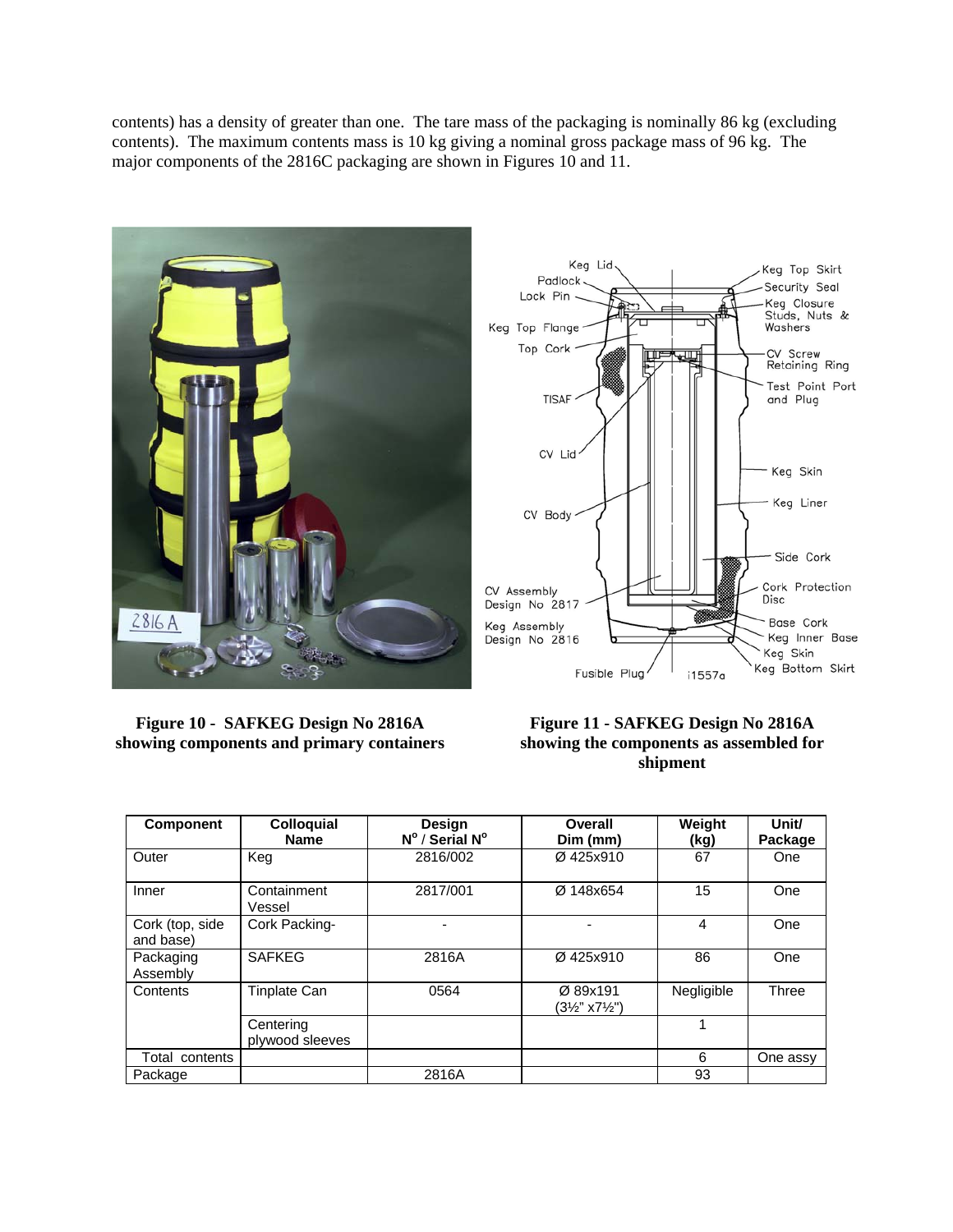contents) has a density of greater than one. The tare mass of the packaging is nominally 86 kg (excluding contents). The maximum contents mass is 10 kg giving a nominal gross package mass of 96 kg. The major components of the 2816C packaging are shown in Figures 10 and 11.

**Figure 10 - SAFKEG Design No 2816A showing components and primary containers**

**Figure 11 - SAFKEG Design No 2816A showing the components as assembled for shipment**

| Component | Colloquial Name | Design N$^{o}$ / Serial N$^{o}$ | Overall Dim (mm) | Weight (kg) | Unit/ Package |
|---|---|---|---|---|---|
| Outer | Keg | 2816/002 | Ø 425x910 | 67 | One |
| Inner | Containment Vessel | 2817/001 | Ø 148x654 | 15 | One |
| Cork (top, side and base) | Cork Packing- | - | - | 4 | One |
| Packaging Assembly | SAFKEG | 2816A | Ø 425x910 | 86 | One |
| Contents | Tinplate Can | 0564 | Ø 89x191 (3½" x7½") | Negligible | Three |
| | Centering plywood sleeves | | | 1 | |
| Total contents | | | | 6 | One assy |
| Package | | 2816A | | 93 | |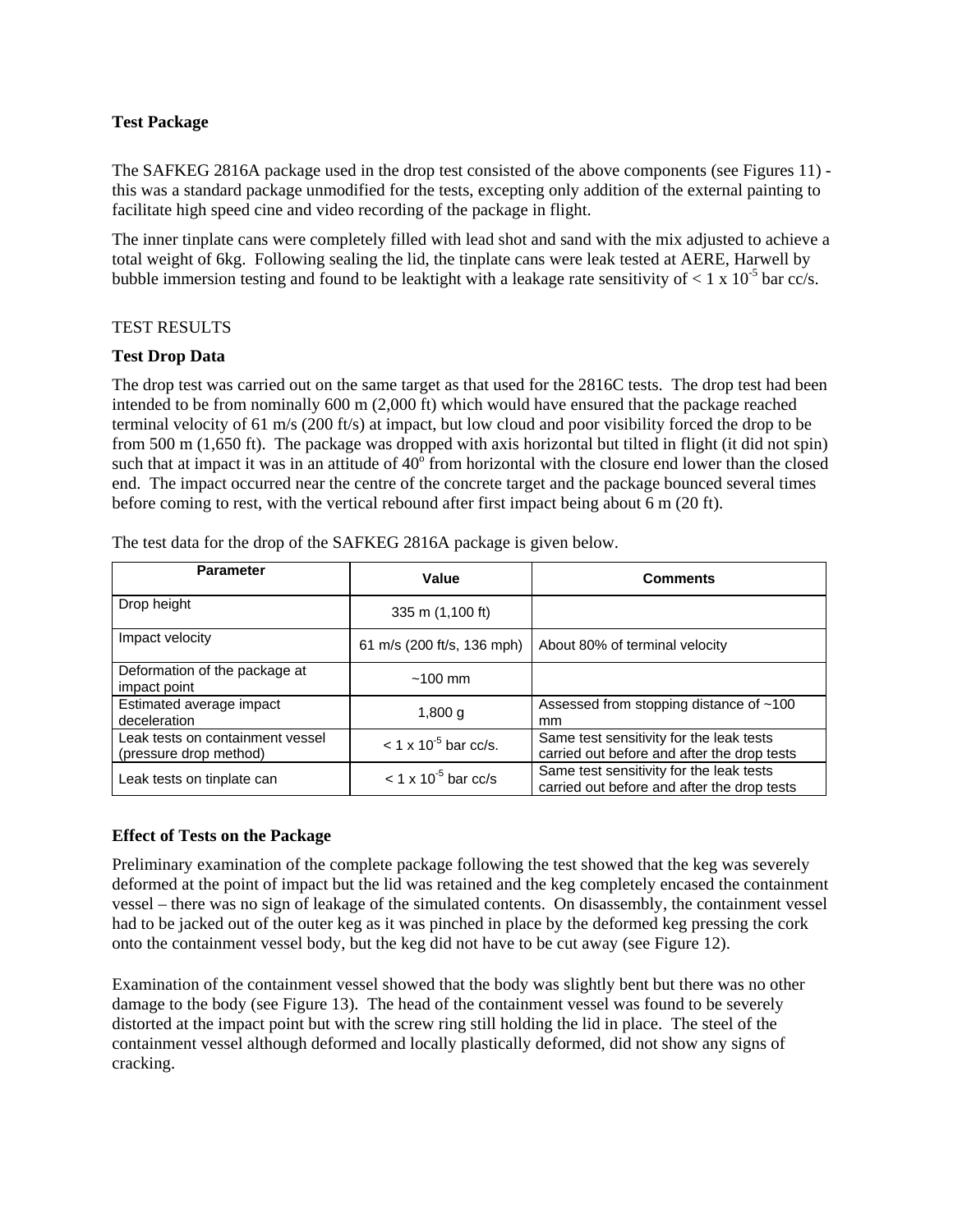### Test Package

The SAFKEG 2816A package used in the drop test consisted of the above components (see Figures 11) - this was a standard package unmodified for the tests, excepting only addition of the external painting to facilitate high speed cine and video recording of the package in flight.

The inner tinplate cans were completely filled with lead shot and sand with the mix adjusted to achieve a total weight of 6kg. Following sealing the lid, the tinplate cans were leak tested at AERE, Harwell by bubble immersion testing and found to be leaktight with a leakage rate sensitivity of $< 1 \times 10^{-5}$ bar cc/s.

TEST RESULTS

### Test Drop Data

The drop test was carried out on the same target as that used for the 2816C tests. The drop test had been intended to be from nominally 600 m (2,000 ft) which would have ensured that the package reached terminal velocity of 61 m/s (200 ft/s) at impact, but low cloud and poor visibility forced the drop to be from 500 m (1,650 ft). The package was dropped with axis horizontal but tilted in flight (it did not spin) such that at impact it was in an attitude of 40$^{o}$ from horizontal with the closure end lower than the closed end. The impact occurred near the centre of the concrete target and the package bounced several times before coming to rest, with the vertical rebound after first impact being about 6 m (20 ft).

The test data for the drop of the SAFKEG 2816A package is given below.

| Parameter | Value | Comments |
|---|---|---|
| Drop height | 335 m (1,100 ft) | |
| Impact velocity | 61 m/s (200 ft/s, 136 mph) | About 80% of terminal velocity |
| Deformation of the package at impact point | ~100 mm | |
| Estimated average impact deceleration | 1,800 g | Assessed from stopping distance of ~100 mm |
| Leak tests on containment vessel (pressure drop method) | $< 1 \times 10^{-5}$ bar cc/s. | Same test sensitivity for the leak tests carried out before and after the drop tests |
| Leak tests on tinplate can | $< 1 \times 10^{-5}$ bar cc/s | Same test sensitivity for the leak tests carried out before and after the drop tests |

### Effect of Tests on the Package

Preliminary examination of the complete package following the test showed that the keg was severely deformed at the point of impact but the lid was retained and the keg completely encased the containment vessel – there was no sign of leakage of the simulated contents. On disassembly, the containment vessel had to be jacked out of the outer keg as it was pinched in place by the deformed keg pressing the cork onto the containment vessel body, but the keg did not have to be cut away (see Figure 12).

Examination of the containment vessel showed that the body was slightly bent but there was no other damage to the body (see Figure 13). The head of the containment vessel was found to be severely distorted at the impact point but with the screw ring still holding the lid in place. The steel of the containment vessel although deformed and locally plastically deformed, did not show any signs of cracking.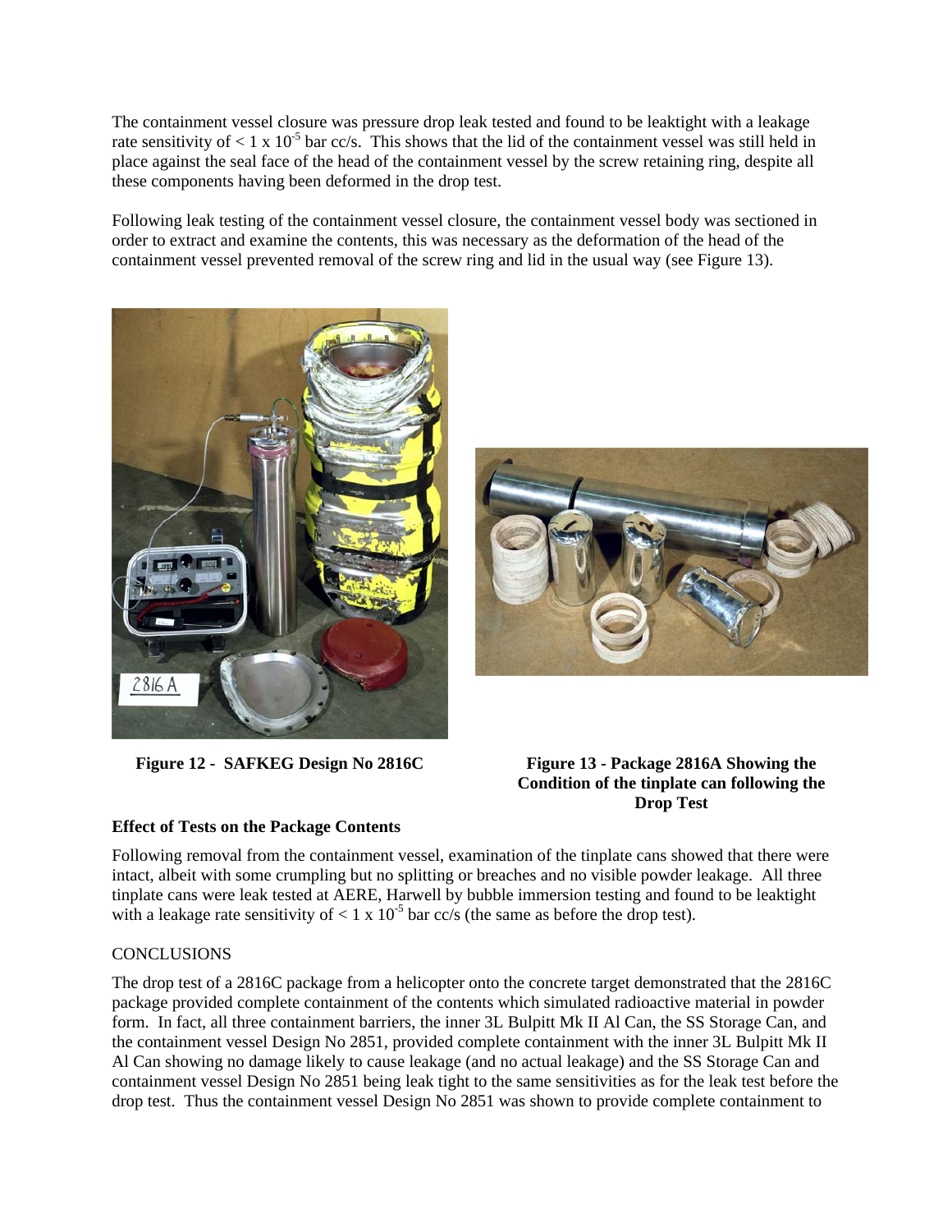The containment vessel closure was pressure drop leak tested and found to be leaktight with a leakage rate sensitivity of $< 1 \times 10^{-5}$ bar cc/s. This shows that the lid of the containment vessel was still held in place against the seal face of the head of the containment vessel by the screw retaining ring, despite all these components having been deformed in the drop test.

Following leak testing of the containment vessel closure, the containment vessel body was sectioned in order to extract and examine the contents, this was necessary as the deformation of the head of the containment vessel prevented removal of the screw ring and lid in the usual way (see Figure 13).

**Figure 12 - SAFKEG Design No 2816C**

**Figure 13 - Package 2816A Showing the Condition of the tinplate can following the Drop Test**

**Effect of Tests on the Package Contents**

Following removal from the containment vessel, examination of the tinplate cans showed that there were intact, albeit with some crumpling but no splitting or breaches and no visible powder leakage. All three tinplate cans were leak tested at AERE, Harwell by bubble immersion testing and found to be leaktight with a leakage rate sensitivity of $< 1 \times 10^{-5}$ bar cc/s (the same as before the drop test).

CONCLUSIONS

The drop test of a 2816C package from a helicopter onto the concrete target demonstrated that the 2816C package provided complete containment of the contents which simulated radioactive material in powder form. In fact, all three containment barriers, the inner 3L Bulpitt Mk II Al Can, the SS Storage Can, and the containment vessel Design No 2851, provided complete containment with the inner 3L Bulpitt Mk II Al Can showing no damage likely to cause leakage (and no actual leakage) and the SS Storage Can and containment vessel Design No 2851 being leak tight to the same sensitivities as for the leak test before the drop test. Thus the containment vessel Design No 2851 was shown to provide complete containment to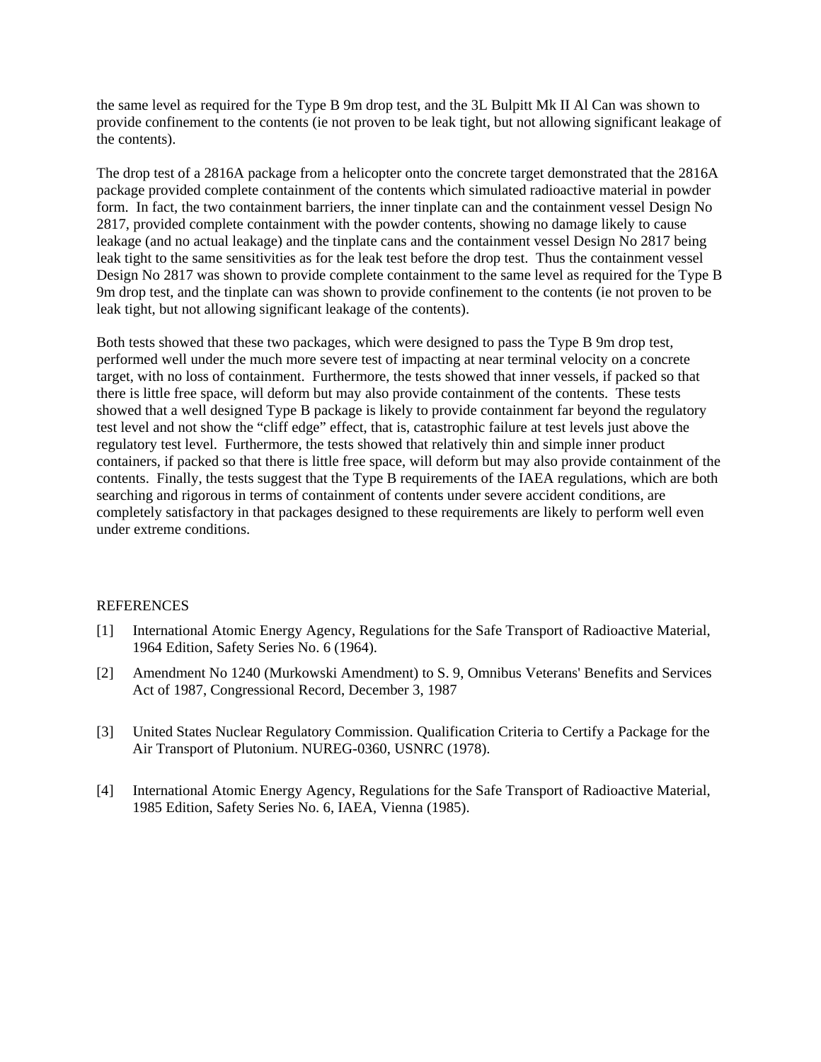the same level as required for the Type B 9m drop test, and the 3L Bulpitt Mk II Al Can was shown to provide confinement to the contents (ie not proven to be leak tight, but not allowing significant leakage of the contents).

The drop test of a 2816A package from a helicopter onto the concrete target demonstrated that the 2816A package provided complete containment of the contents which simulated radioactive material in powder form. In fact, the two containment barriers, the inner tinplate can and the containment vessel Design No 2817, provided complete containment with the powder contents, showing no damage likely to cause leakage (and no actual leakage) and the tinplate cans and the containment vessel Design No 2817 being leak tight to the same sensitivities as for the leak test before the drop test. Thus the containment vessel Design No 2817 was shown to provide complete containment to the same level as required for the Type B 9m drop test, and the tinplate can was shown to provide confinement to the contents (ie not proven to be leak tight, but not allowing significant leakage of the contents).

Both tests showed that these two packages, which were designed to pass the Type B 9m drop test, performed well under the much more severe test of impacting at near terminal velocity on a concrete target, with no loss of containment. Furthermore, the tests showed that inner vessels, if packed so that there is little free space, will deform but may also provide containment of the contents. These tests showed that a well designed Type B package is likely to provide containment far beyond the regulatory test level and not show the "cliff edge" effect, that is, catastrophic failure at test levels just above the regulatory test level. Furthermore, the tests showed that relatively thin and simple inner product containers, if packed so that there is little free space, will deform but may also provide containment of the contents. Finally, the tests suggest that the Type B requirements of the IAEA regulations, which are both searching and rigorous in terms of containment of contents under severe accident conditions, are completely satisfactory in that packages designed to these requirements are likely to perform well even under extreme conditions.

REFERENCES

[1] International Atomic Energy Agency, Regulations for the Safe Transport of Radioactive Material, 1964 Edition, Safety Series No. 6 (1964).

[2] Amendment No 1240 (Murkowski Amendment) to S. 9, Omnibus Veterans' Benefits and Services Act of 1987, Congressional Record, December 3, 1987

[3] United States Nuclear Regulatory Commission. Qualification Criteria to Certify a Package for the Air Transport of Plutonium. NUREG-0360, USNRC (1978).

[4] International Atomic Energy Agency, Regulations for the Safe Transport of Radioactive Material, 1985 Edition, Safety Series No. 6, IAEA, Vienna (1985).